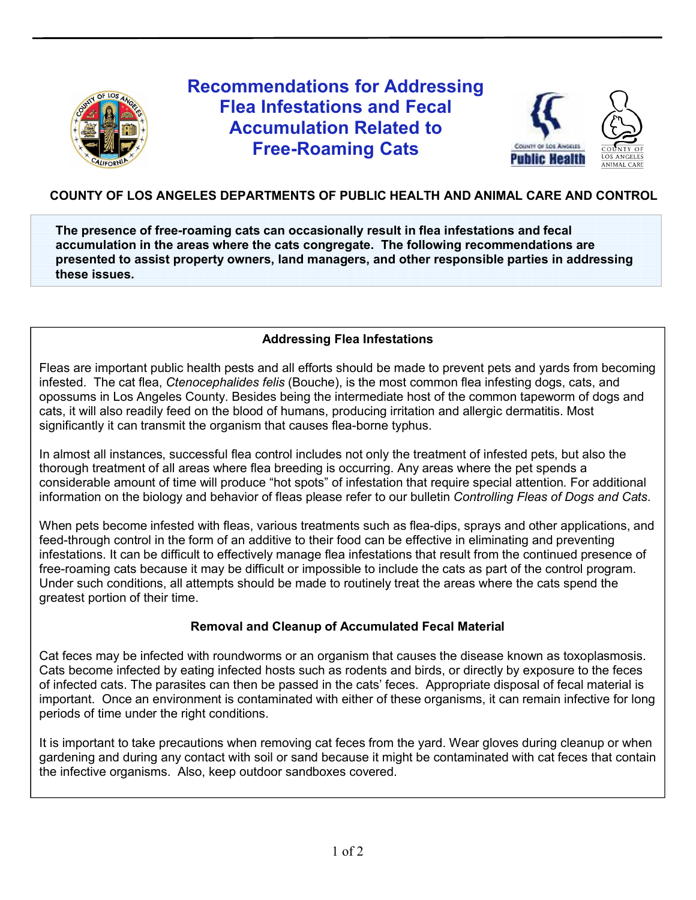# Recommendations for Addressing Flea Infestations and Fecal Accumulation Related to Free-Roaming Cats

**COUNTY OF LOS ANGELES DEPARTMENTS OF PUBLIC HEALTH AND ANIMAL CARE AND CONTROL**

**The presence of free-roaming cats can occasionally result in flea infestations and fecal accumulation in the areas where the cats congregate. The following recommendations are presented to assist property owners, land managers, and other responsible parties in addressing these issues.**

## Addressing Flea Infestations

Fleas are important public health pests and all efforts should be made to prevent pets and yards from becoming infested. The cat flea, *Ctenocephalides felis* (Bouche), is the most common flea infesting dogs, cats, and opossums in Los Angeles County. Besides being the intermediate host of the common tapeworm of dogs and cats, it will also readily feed on the blood of humans, producing irritation and allergic dermatitis. Most significantly it can transmit the organism that causes flea-borne typhus.

In almost all instances, successful flea control includes not only the treatment of infested pets, but also the thorough treatment of all areas where flea breeding is occurring. Any areas where the pet spends a considerable amount of time will produce "hot spots" of infestation that require special attention. For additional information on the biology and behavior of fleas please refer to our bulletin *Controlling Fleas of Dogs and Cats*.

When pets become infested with fleas, various treatments such as flea-dips, sprays and other applications, and feed-through control in the form of an additive to their food can be effective in eliminating and preventing infestations. It can be difficult to effectively manage flea infestations that result from the continued presence of free-roaming cats because it may be difficult or impossible to include the cats as part of the control program. Under such conditions, all attempts should be made to routinely treat the areas where the cats spend the greatest portion of their time.

## Removal and Cleanup of Accumulated Fecal Material

Cat feces may be infected with roundworms or an organism that causes the disease known as toxoplasmosis. Cats become infected by eating infected hosts such as rodents and birds, or directly by exposure to the feces of infected cats. The parasites can then be passed in the cats' feces. Appropriate disposal of fecal material is important. Once an environment is contaminated with either of these organisms, it can remain infective for long periods of time under the right conditions.

It is important to take precautions when removing cat feces from the yard. Wear gloves during cleanup or when gardening and during any contact with soil or sand because it might be contaminated with cat feces that contain the infective organisms. Also, keep outdoor sandboxes covered.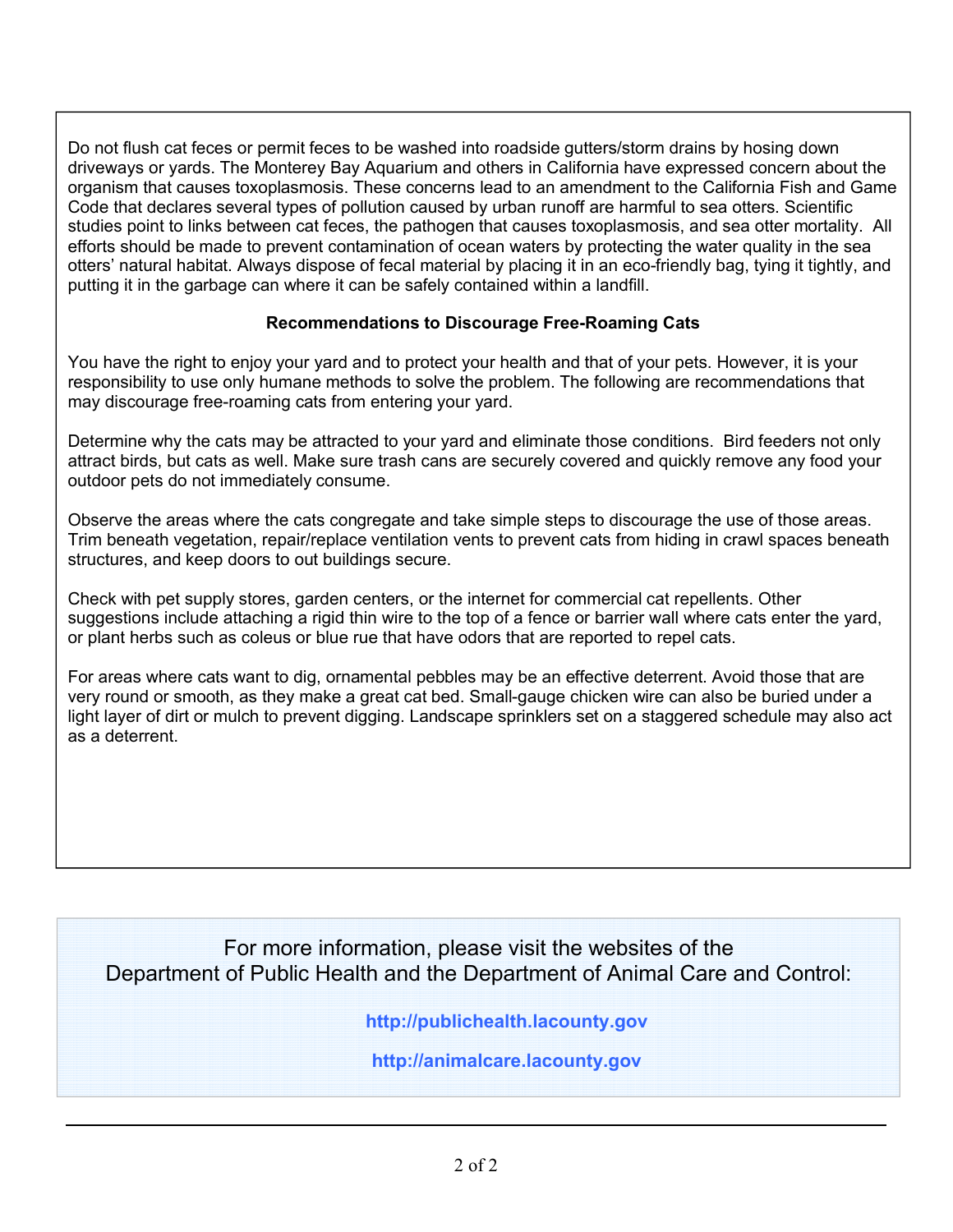Do not flush cat feces or permit feces to be washed into roadside gutters/storm drains by hosing down driveways or yards. The Monterey Bay Aquarium and others in California have expressed concern about the organism that causes toxoplasmosis. These concerns lead to an amendment to the California Fish and Game Code that declares several types of pollution caused by urban runoff are harmful to sea otters. Scientific studies point to links between cat feces, the pathogen that causes toxoplasmosis, and sea otter mortality. All efforts should be made to prevent contamination of ocean waters by protecting the water quality in the sea otters' natural habitat. Always dispose of fecal material by placing it in an eco-friendly bag, tying it tightly, and putting it in the garbage can where it can be safely contained within a landfill.

**Recommendations to Discourage Free-Roaming Cats**

You have the right to enjoy your yard and to protect your health and that of your pets. However, it is your responsibility to use only humane methods to solve the problem. The following are recommendations that may discourage free-roaming cats from entering your yard.

Determine why the cats may be attracted to your yard and eliminate those conditions. Bird feeders not only attract birds, but cats as well. Make sure trash cans are securely covered and quickly remove any food your outdoor pets do not immediately consume.

Observe the areas where the cats congregate and take simple steps to discourage the use of those areas. Trim beneath vegetation, repair/replace ventilation vents to prevent cats from hiding in crawl spaces beneath structures, and keep doors to out buildings secure.

Check with pet supply stores, garden centers, or the internet for commercial cat repellents. Other suggestions include attaching a rigid thin wire to the top of a fence or barrier wall where cats enter the yard, or plant herbs such as coleus or blue rue that have odors that are reported to repel cats.

For areas where cats want to dig, ornamental pebbles may be an effective deterrent. Avoid those that are very round or smooth, as they make a great cat bed. Small-gauge chicken wire can also be buried under a light layer of dirt or mulch to prevent digging. Landscape sprinklers set on a staggered schedule may also act as a deterrent.

For more information, please visit the websites of the Department of Public Health and the Department of Animal Care and Control:

**http://publichealth.lacounty.gov**

**http://animalcare.lacounty.gov**